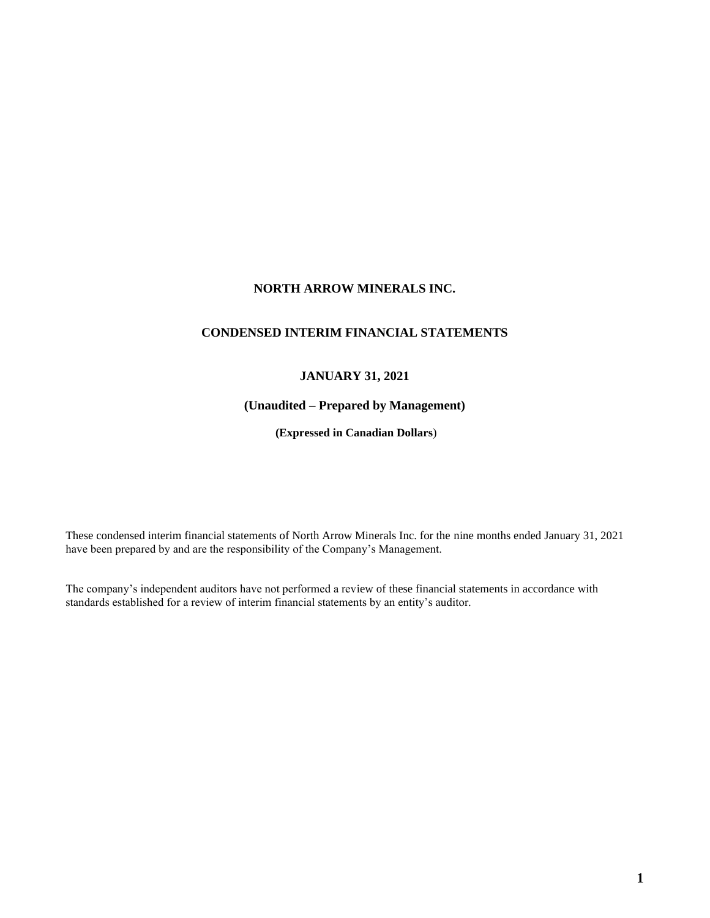# NORTH ARROW MINERALS INC.

## CONDENSED INTERIM FINANCIAL STATEMENTS

### JANUARY 31, 2021

### (Unaudited – Prepared by Management)

**(Expressed in Canadian Dollars)**

These condensed interim financial statements of North Arrow Minerals Inc. for the nine months ended January 31, 2021 have been prepared by and are the responsibility of the Company's Management.

The company's independent auditors have not performed a review of these financial statements in accordance with standards established for a review of interim financial statements by an entity's auditor.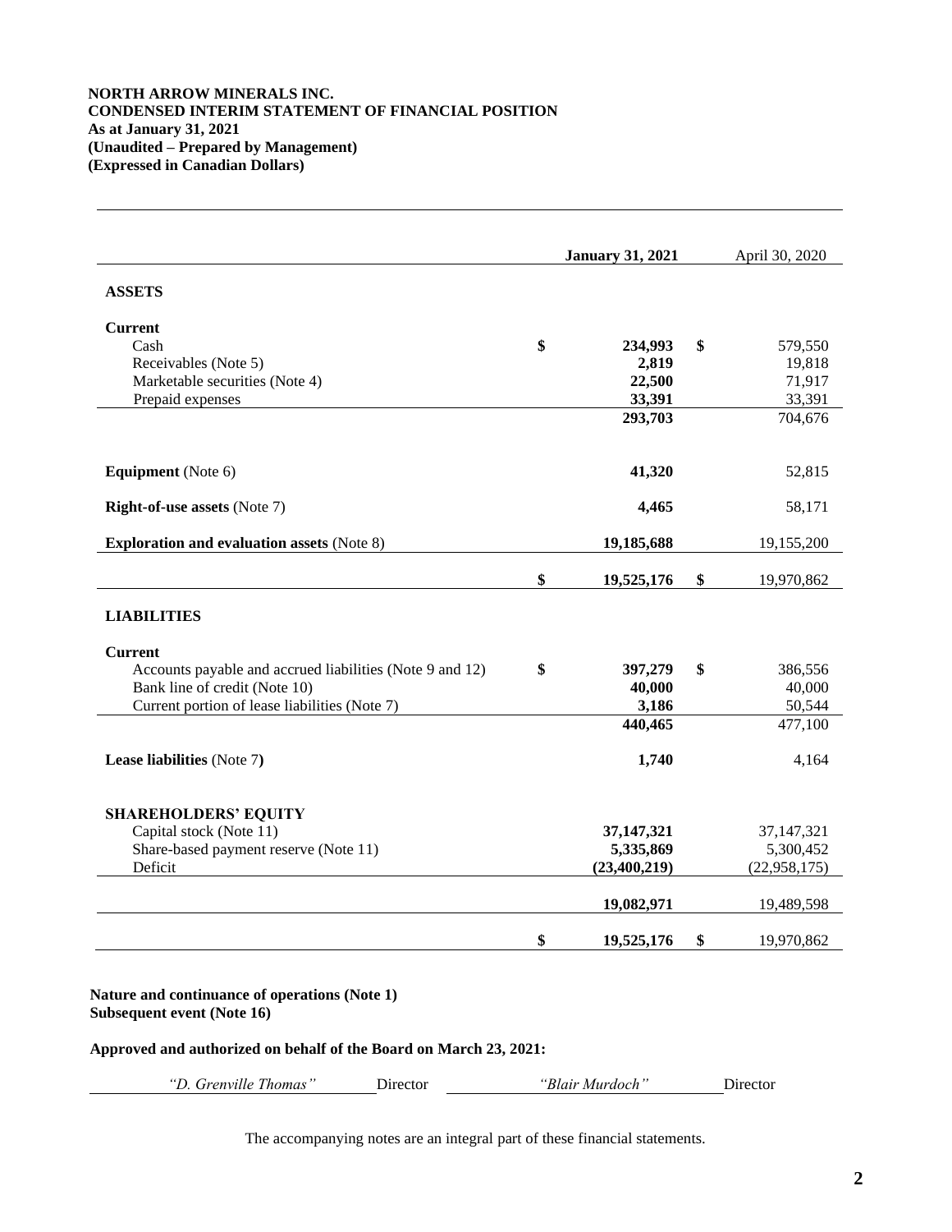**NORTH ARROW MINERALS INC.**
**CONDENSED INTERIM STATEMENT OF FINANCIAL POSITION**
**As at January 31, 2021**
**(Unaudited – Prepared by Management)**
**(Expressed in Canadian Dollars)**

| | **January 31, 2021** | April 30, 2020 |
|---|---|---|
| **ASSETS** | | |
| **Current** | | |
| Cash | **$ 234,993** | $ 579,550 |
| Receivables (Note 5) | **2,819** | 19,818 |
| Marketable securities (Note 4) | **22,500** | 71,917 |
| Prepaid expenses | **33,391** | 33,391 |
| | **293,703** | 704,676 |
| **Equipment** (Note 6) | **41,320** | 52,815 |
| **Right-of-use assets** (Note 7) | **4,465** | 58,171 |
| **Exploration and evaluation assets** (Note 8) | **19,185,688** | 19,155,200 |
| | **$ 19,525,176** | $ 19,970,862 |
| **LIABILITIES** | | |
| **Current** | | |
| Accounts payable and accrued liabilities (Note 9 and 12) | **$ 397,279** | $ 386,556 |
| Bank line of credit (Note 10) | **40,000** | 40,000 |
| Current portion of lease liabilities (Note 7) | **3,186** | 50,544 |
| | **440,465** | 477,100 |
| **Lease liabilities** (Note 7**)** | **1,740** | 4,164 |
| **SHAREHOLDERS' EQUITY** | | |
| Capital stock (Note 11) | **37,147,321** | 37,147,321 |
| Share-based payment reserve (Note 11) | **5,335,869** | 5,300,452 |
| Deficit | **(23,400,219)** | (22,958,175) |
| | **19,082,971** | 19,489,598 |
| | **$ 19,525,176** | $ 19,970,862 |

**Nature and continuance of operations (Note 1)**
**Subsequent event (Note 16)**

**Approved and authorized on behalf of the Board on March 23, 2021:**

*"D. Grenville Thomas"* Director *"Blair Murdoch"* Director

The accompanying notes are an integral part of these financial statements.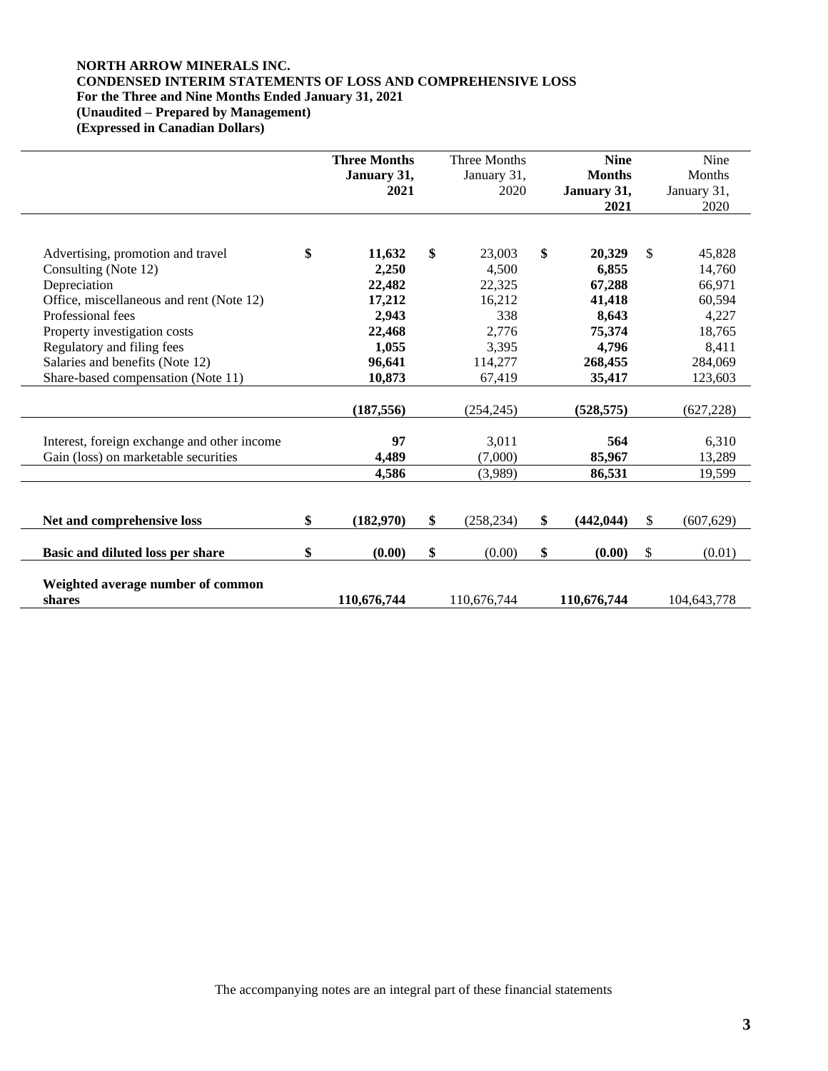**NORTH ARROW MINERALS INC.**
**CONDENSED INTERIM STATEMENTS OF LOSS AND COMPREHENSIVE LOSS**
**For the Three and Nine Months Ended January 31, 2021**
**(Unaudited – Prepared by Management)**
**(Expressed in Canadian Dollars)**

| | **Three Months January 31, 2021** | Three Months January 31, 2020 | **Nine Months January 31, 2021** | Nine Months January 31, 2020 |
|---|---|---|---|---|
| Advertising, promotion and travel | **$ 11,632** | $ 23,003 | **$ 20,329** | $ 45,828 |
| Consulting (Note 12) | **2,250** | 4,500 | **6,855** | 14,760 |
| Depreciation | **22,482** | 22,325 | **67,288** | 66,971 |
| Office, miscellaneous and rent (Note 12) | **17,212** | 16,212 | **41,418** | 60,594 |
| Professional fees | **2,943** | 338 | **8,643** | 4,227 |
| Property investigation costs | **22,468** | 2,776 | **75,374** | 18,765 |
| Regulatory and filing fees | **1,055** | 3,395 | **4,796** | 8,411 |
| Salaries and benefits (Note 12) | **96,641** | 114,277 | **268,455** | 284,069 |
| Share-based compensation (Note 11) | **10,873** | 67,419 | **35,417** | 123,603 |
| | **(187,556)** | (254,245) | **(528,575)** | (627,228) |
| Interest, foreign exchange and other income | **97** | 3,011 | **564** | 6,310 |
| Gain (loss) on marketable securities | **4,489** | (7,000) | **85,967** | 13,289 |
| | **4,586** | (3,989) | **86,531** | 19,599 |
| **Net and comprehensive loss** | **$ (182,970)** | $ (258,234) | **$ (442,044)** | $ (607,629) |
| **Basic and diluted loss per share** | **$ (0.00)** | $ (0.00) | **$ (0.00)** | $ (0.01) |
| **Weighted average number of common shares** | **110,676,744** | 110,676,744 | **110,676,744** | 104,643,778 |

The accompanying notes are an integral part of these financial statements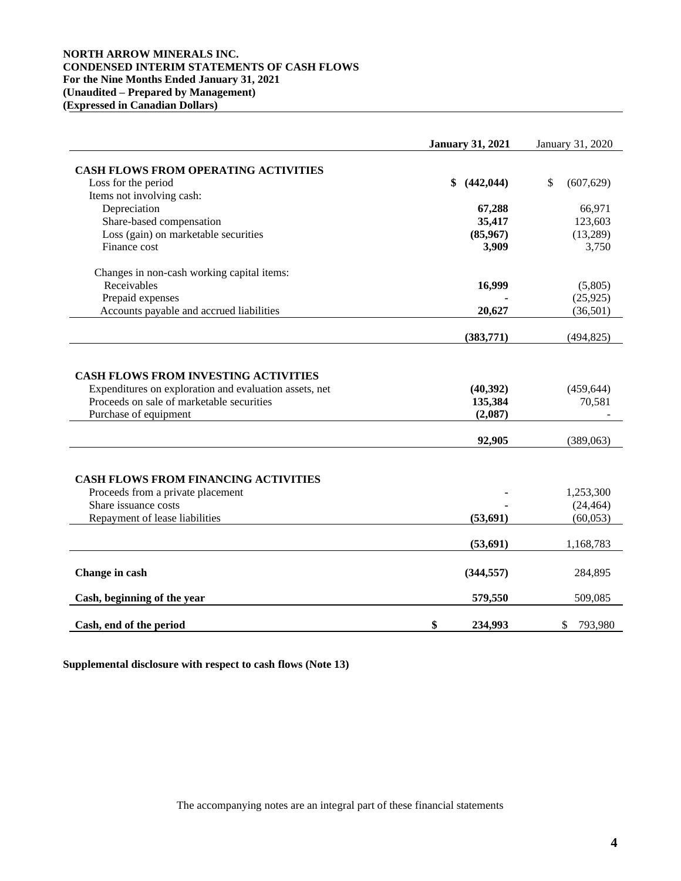**NORTH ARROW MINERALS INC.**
**CONDENSED INTERIM STATEMENTS OF CASH FLOWS**
**For the Nine Months Ended January 31, 2021**
**(Unaudited – Prepared by Management)**
**(Expressed in Canadian Dollars)**

| | **January 31, 2021** | January 31, 2020 |
|---|---|---|
| **CASH FLOWS FROM OPERATING ACTIVITIES** | | |
| Loss for the period | **$ (442,044)** | $ (607,629) |
| Items not involving cash: | | |
| Depreciation | **67,288** | 66,971 |
| Share-based compensation | **35,417** | 123,603 |
| Loss (gain) on marketable securities | **(85,967)** | (13,289) |
| Finance cost | **3,909** | 3,750 |
| Changes in non-cash working capital items: | | |
| Receivables | **16,999** | (5,805) |
| Prepaid expenses | **-** | (25,925) |
| Accounts payable and accrued liabilities | **20,627** | (36,501) |
| | **(383,771)** | (494,825) |
| **CASH FLOWS FROM INVESTING ACTIVITIES** | | |
| Expenditures on exploration and evaluation assets, net | **(40,392)** | (459,644) |
| Proceeds on sale of marketable securities | **135,384** | 70,581 |
| Purchase of equipment | **(2,087)** | - |
| | **92,905** | (389,063) |
| **CASH FLOWS FROM FINANCING ACTIVITIES** | | |
| Proceeds from a private placement | **-** | 1,253,300 |
| Share issuance costs | **-** | (24,464) |
| Repayment of lease liabilities | **(53,691)** | (60,053) |
| | **(53,691)** | 1,168,783 |
| **Change in cash** | **(344,557)** | 284,895 |
| **Cash, beginning of the year** | **579,550** | 509,085 |
| **Cash, end of the period** | **$ 234,993** | $ 793,980 |

**Supplemental disclosure with respect to cash flows (Note 13)**

The accompanying notes are an integral part of these financial statements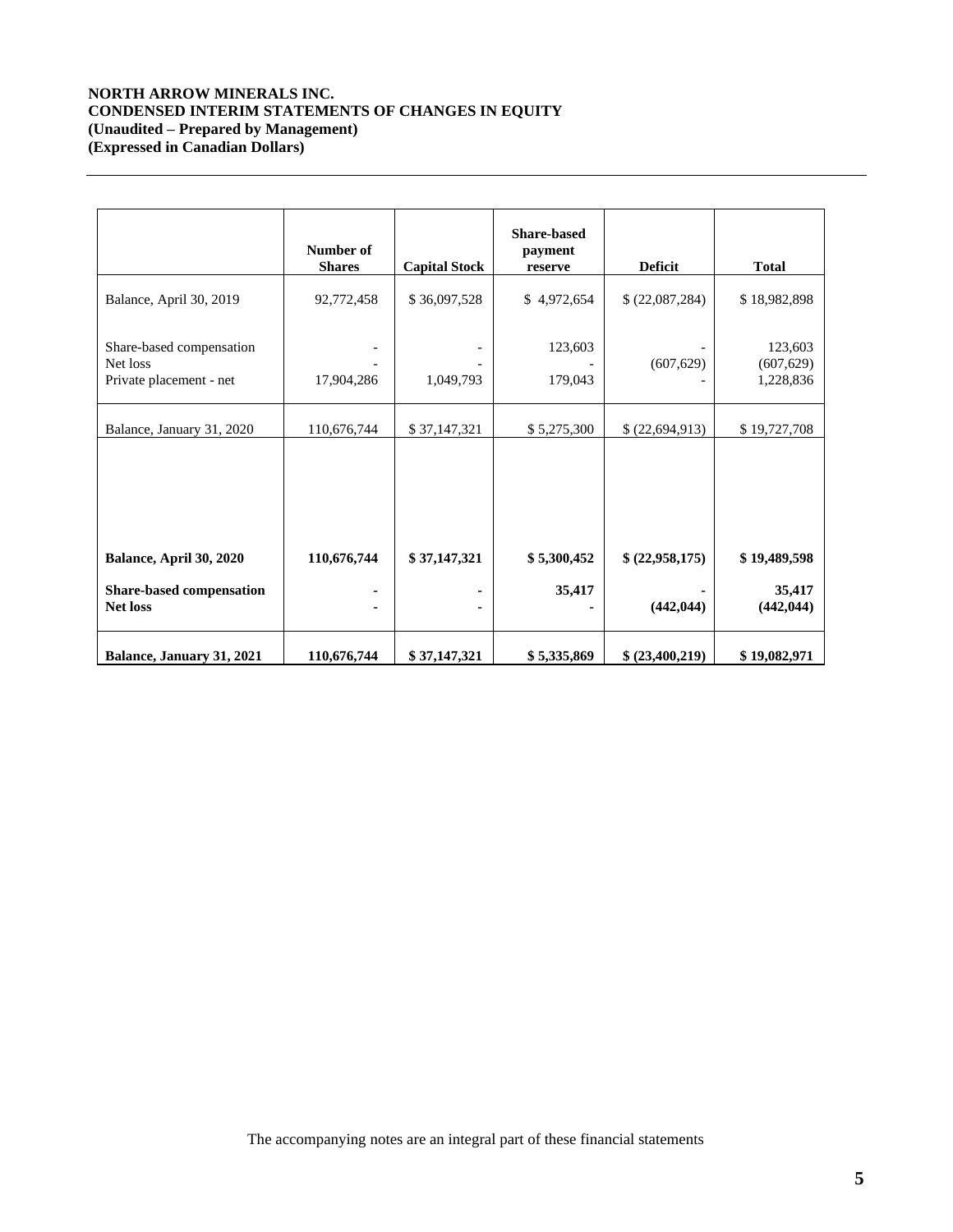**NORTH ARROW MINERALS INC.**
**CONDENSED INTERIM STATEMENTS OF CHANGES IN EQUITY**
**(Unaudited – Prepared by Management)**
**(Expressed in Canadian Dollars)**

| | Number of Shares | Capital Stock | Share-based payment reserve | Deficit | Total |
|---|---|---|---|---|---|
| Balance, April 30, 2019 | 92,772,458 | $ 36,097,528 | $ 4,972,654 | $ (22,087,284) | $ 18,982,898 |
| Share-based compensation | - | - | 123,603 | - | 123,603 |
| Net loss | - | - | - | (607,629) | (607,629) |
| Private placement - net | 17,904,286 | 1,049,793 | 179,043 | - | 1,228,836 |
| Balance, January 31, 2020 | 110,676,744 | $ 37,147,321 | $ 5,275,300 | $ (22,694,913) | $ 19,727,708 |
| **Balance, April 30, 2020** | **110,676,744** | **$ 37,147,321** | **$ 5,300,452** | **$ (22,958,175)** | **$ 19,489,598** |
| **Share-based compensation** | **-** | **-** | **35,417** | **-** | **35,417** |
| **Net loss** | **-** | **-** | **-** | **(442,044)** | **(442,044)** |
| **Balance, January 31, 2021** | **110,676,744** | **$ 37,147,321** | **$ 5,335,869** | **$ (23,400,219)** | **$ 19,082,971** |

The accompanying notes are an integral part of these financial statements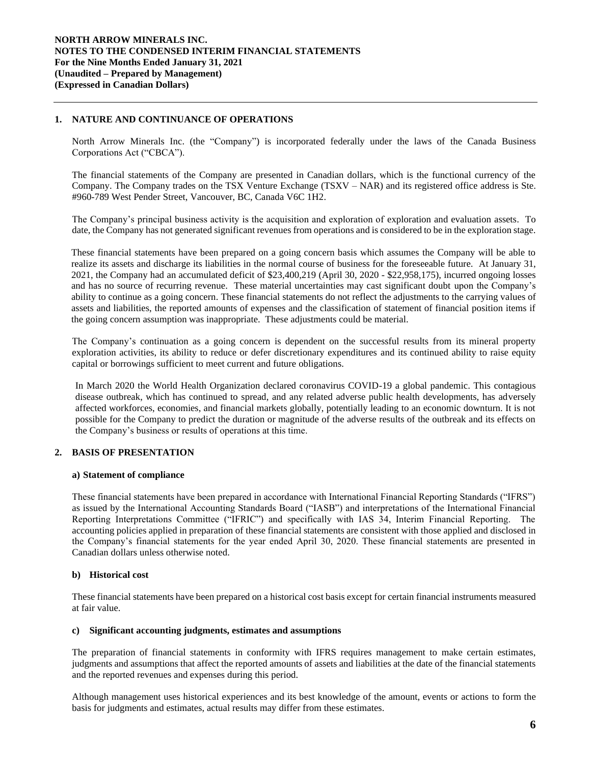**NORTH ARROW MINERALS INC.**
**NOTES TO THE CONDENSED INTERIM FINANCIAL STATEMENTS**
**For the Nine Months Ended January 31, 2021**
**(Unaudited – Prepared by Management)**
**(Expressed in Canadian Dollars)**

## 1. NATURE AND CONTINUANCE OF OPERATIONS

North Arrow Minerals Inc. (the "Company") is incorporated federally under the laws of the Canada Business Corporations Act ("CBCA").

The financial statements of the Company are presented in Canadian dollars, which is the functional currency of the Company. The Company trades on the TSX Venture Exchange (TSXV – NAR) and its registered office address is Ste. #960-789 West Pender Street, Vancouver, BC, Canada V6C 1H2.

The Company's principal business activity is the acquisition and exploration of exploration and evaluation assets. To date, the Company has not generated significant revenues from operations and is considered to be in the exploration stage.

These financial statements have been prepared on a going concern basis which assumes the Company will be able to realize its assets and discharge its liabilities in the normal course of business for the foreseeable future. At January 31, 2021, the Company had an accumulated deficit of $23,400,219 (April 30, 2020 - $22,958,175), incurred ongoing losses and has no source of recurring revenue. These material uncertainties may cast significant doubt upon the Company's ability to continue as a going concern. These financial statements do not reflect the adjustments to the carrying values of assets and liabilities, the reported amounts of expenses and the classification of statement of financial position items if the going concern assumption was inappropriate. These adjustments could be material.

The Company's continuation as a going concern is dependent on the successful results from its mineral property exploration activities, its ability to reduce or defer discretionary expenditures and its continued ability to raise equity capital or borrowings sufficient to meet current and future obligations.

In March 2020 the World Health Organization declared coronavirus COVID-19 a global pandemic. This contagious disease outbreak, which has continued to spread, and any related adverse public health developments, has adversely affected workforces, economies, and financial markets globally, potentially leading to an economic downturn. It is not possible for the Company to predict the duration or magnitude of the adverse results of the outbreak and its effects on the Company's business or results of operations at this time.

## 2. BASIS OF PRESENTATION

### a) Statement of compliance

These financial statements have been prepared in accordance with International Financial Reporting Standards ("IFRS") as issued by the International Accounting Standards Board ("IASB") and interpretations of the International Financial Reporting Interpretations Committee ("IFRIC") and specifically with IAS 34, Interim Financial Reporting. The accounting policies applied in preparation of these financial statements are consistent with those applied and disclosed in the Company's financial statements for the year ended April 30, 2020. These financial statements are presented in Canadian dollars unless otherwise noted.

### b) Historical cost

These financial statements have been prepared on a historical cost basis except for certain financial instruments measured at fair value.

### c) Significant accounting judgments, estimates and assumptions

The preparation of financial statements in conformity with IFRS requires management to make certain estimates, judgments and assumptions that affect the reported amounts of assets and liabilities at the date of the financial statements and the reported revenues and expenses during this period.

Although management uses historical experiences and its best knowledge of the amount, events or actions to form the basis for judgments and estimates, actual results may differ from these estimates.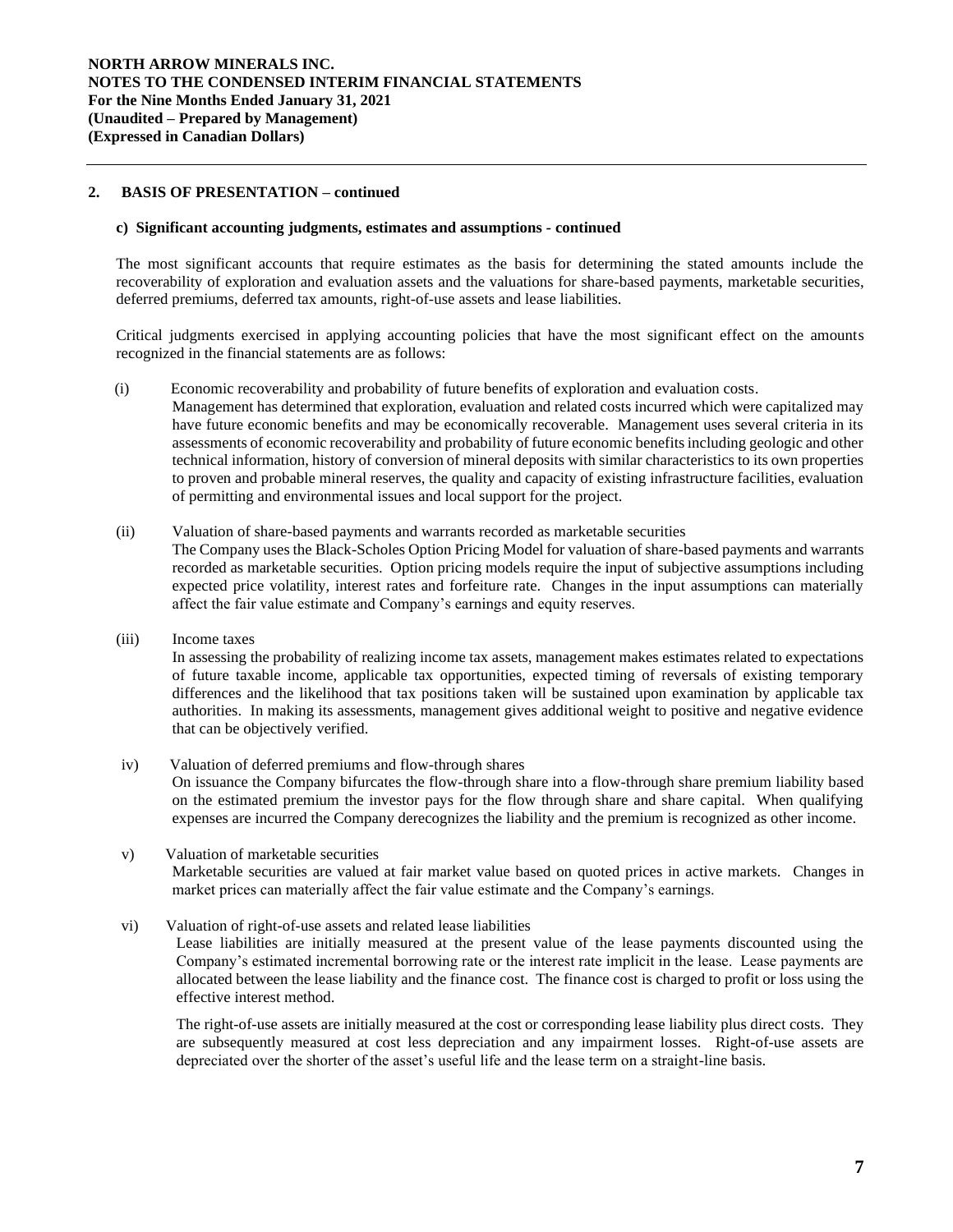## 2. BASIS OF PRESENTATION – continued

### c) Significant accounting judgments, estimates and assumptions - continued

The most significant accounts that require estimates as the basis for determining the stated amounts include the recoverability of exploration and evaluation assets and the valuations for share-based payments, marketable securities, deferred premiums, deferred tax amounts, right-of-use assets and lease liabilities.

Critical judgments exercised in applying accounting policies that have the most significant effect on the amounts recognized in the financial statements are as follows:

(i) Economic recoverability and probability of future benefits of exploration and evaluation costs.
Management has determined that exploration, evaluation and related costs incurred which were capitalized may have future economic benefits and may be economically recoverable. Management uses several criteria in its assessments of economic recoverability and probability of future economic benefits including geologic and other technical information, history of conversion of mineral deposits with similar characteristics to its own properties to proven and probable mineral reserves, the quality and capacity of existing infrastructure facilities, evaluation of permitting and environmental issues and local support for the project.

(ii) Valuation of share-based payments and warrants recorded as marketable securities
The Company uses the Black-Scholes Option Pricing Model for valuation of share-based payments and warrants recorded as marketable securities. Option pricing models require the input of subjective assumptions including expected price volatility, interest rates and forfeiture rate. Changes in the input assumptions can materially affect the fair value estimate and Company's earnings and equity reserves.

(iii) Income taxes
In assessing the probability of realizing income tax assets, management makes estimates related to expectations of future taxable income, applicable tax opportunities, expected timing of reversals of existing temporary differences and the likelihood that tax positions taken will be sustained upon examination by applicable tax authorities. In making its assessments, management gives additional weight to positive and negative evidence that can be objectively verified.

iv) Valuation of deferred premiums and flow-through shares
On issuance the Company bifurcates the flow-through share into a flow-through share premium liability based on the estimated premium the investor pays for the flow through share and share capital. When qualifying expenses are incurred the Company derecognizes the liability and the premium is recognized as other income.

v) Valuation of marketable securities
Marketable securities are valued at fair market value based on quoted prices in active markets. Changes in market prices can materially affect the fair value estimate and the Company's earnings.

vi) Valuation of right-of-use assets and related lease liabilities
Lease liabilities are initially measured at the present value of the lease payments discounted using the Company's estimated incremental borrowing rate or the interest rate implicit in the lease. Lease payments are allocated between the lease liability and the finance cost. The finance cost is charged to profit or loss using the effective interest method.

The right-of-use assets are initially measured at the cost or corresponding lease liability plus direct costs. They are subsequently measured at cost less depreciation and any impairment losses. Right-of-use assets are depreciated over the shorter of the asset's useful life and the lease term on a straight-line basis.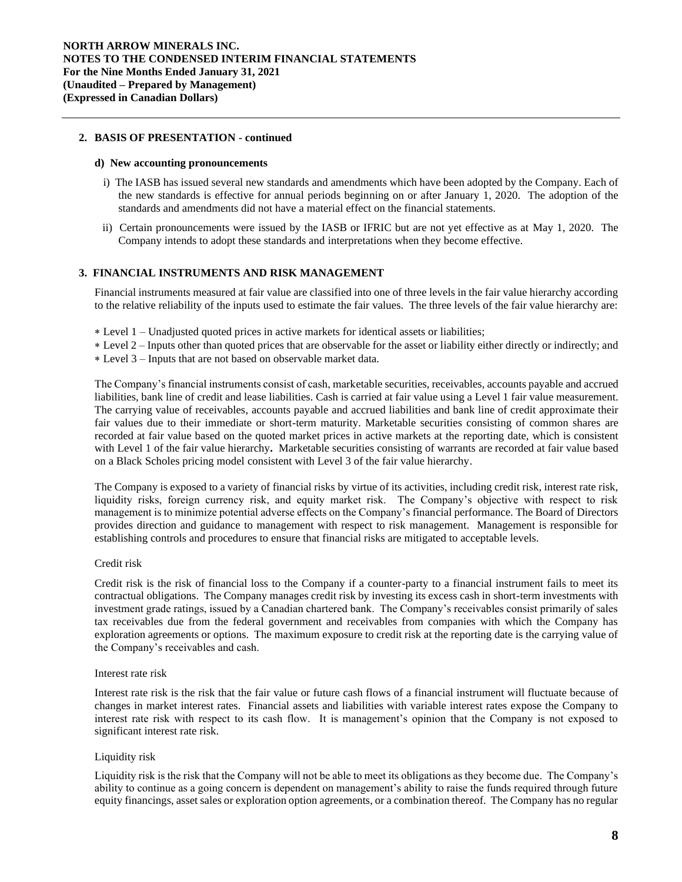## 2. BASIS OF PRESENTATION - continued

### d) New accounting pronouncements

i) The IASB has issued several new standards and amendments which have been adopted by the Company. Each of the new standards is effective for annual periods beginning on or after January 1, 2020. The adoption of the standards and amendments did not have a material effect on the financial statements.

ii) Certain pronouncements were issued by the IASB or IFRIC but are not yet effective as at May 1, 2020. The Company intends to adopt these standards and interpretations when they become effective.

## 3. FINANCIAL INSTRUMENTS AND RISK MANAGEMENT

Financial instruments measured at fair value are classified into one of three levels in the fair value hierarchy according to the relative reliability of the inputs used to estimate the fair values. The three levels of the fair value hierarchy are:

- Level 1 – Unadjusted quoted prices in active markets for identical assets or liabilities;
- Level 2 – Inputs other than quoted prices that are observable for the asset or liability either directly or indirectly; and
- Level 3 – Inputs that are not based on observable market data.

The Company's financial instruments consist of cash, marketable securities, receivables, accounts payable and accrued liabilities, bank line of credit and lease liabilities. Cash is carried at fair value using a Level 1 fair value measurement. The carrying value of receivables, accounts payable and accrued liabilities and bank line of credit approximate their fair values due to their immediate or short-term maturity. Marketable securities consisting of common shares are recorded at fair value based on the quoted market prices in active markets at the reporting date, which is consistent with Level 1 of the fair value hierarchy**.** Marketable securities consisting of warrants are recorded at fair value based on a Black Scholes pricing model consistent with Level 3 of the fair value hierarchy.

The Company is exposed to a variety of financial risks by virtue of its activities, including credit risk, interest rate risk, liquidity risks, foreign currency risk, and equity market risk. The Company's objective with respect to risk management is to minimize potential adverse effects on the Company's financial performance. The Board of Directors provides direction and guidance to management with respect to risk management. Management is responsible for establishing controls and procedures to ensure that financial risks are mitigated to acceptable levels.

Credit risk

Credit risk is the risk of financial loss to the Company if a counter-party to a financial instrument fails to meet its contractual obligations. The Company manages credit risk by investing its excess cash in short-term investments with investment grade ratings, issued by a Canadian chartered bank. The Company's receivables consist primarily of sales tax receivables due from the federal government and receivables from companies with which the Company has exploration agreements or options. The maximum exposure to credit risk at the reporting date is the carrying value of the Company's receivables and cash.

Interest rate risk

Interest rate risk is the risk that the fair value or future cash flows of a financial instrument will fluctuate because of changes in market interest rates. Financial assets and liabilities with variable interest rates expose the Company to interest rate risk with respect to its cash flow. It is management's opinion that the Company is not exposed to significant interest rate risk.

Liquidity risk

Liquidity risk is the risk that the Company will not be able to meet its obligations as they become due. The Company's ability to continue as a going concern is dependent on management's ability to raise the funds required through future equity financings, asset sales or exploration option agreements, or a combination thereof. The Company has no regular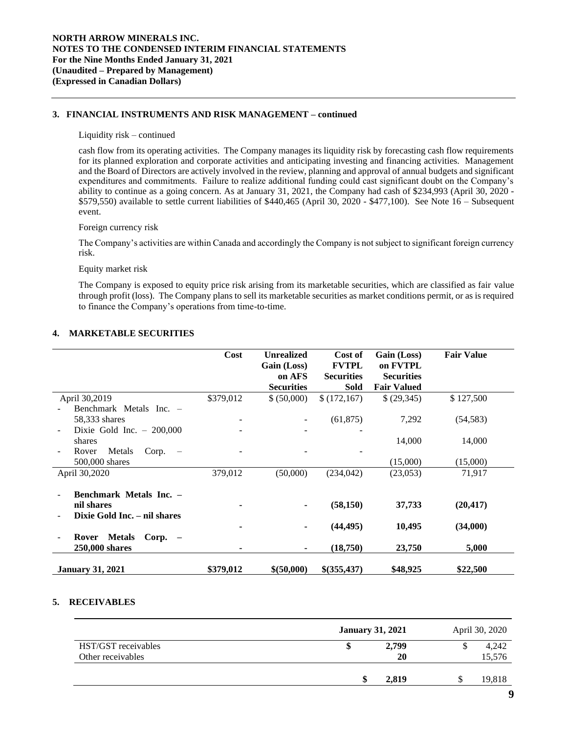## 3. FINANCIAL INSTRUMENTS AND RISK MANAGEMENT – continued

Liquidity risk – continued

cash flow from its operating activities. The Company manages its liquidity risk by forecasting cash flow requirements for its planned exploration and corporate activities and anticipating investing and financing activities. Management and the Board of Directors are actively involved in the review, planning and approval of annual budgets and significant expenditures and commitments. Failure to realize additional funding could cast significant doubt on the Company's ability to continue as a going concern. As at January 31, 2021, the Company had cash of $234,993 (April 30, 2020 - $579,550) available to settle current liabilities of $440,465 (April 30, 2020 - $477,100). See Note 16 – Subsequent event.

Foreign currency risk

The Company's activities are within Canada and accordingly the Company is not subject to significant foreign currency risk.

Equity market risk

The Company is exposed to equity price risk arising from its marketable securities, which are classified as fair value through profit (loss). The Company plans to sell its marketable securities as market conditions permit, or as is required to finance the Company's operations from time-to-time.

## 4. MARKETABLE SECURITIES

| | Cost | Unrealized Gain (Loss) on AFS Securities | Cost of FVTPL Securities Sold | Gain (Loss) on FVTPL Securities Fair Valued | Fair Value |
|---|---|---|---|---|---|
| April 30,2019 | $379,012 | $ (50,000) | $ (172,167) | $ (29,345) | $ 127,500 |
| - Benchmark Metals Inc. – 58,333 shares | - | - | (61,875) | 7,292 | (54,583) |
| - Dixie Gold Inc. – 200,000 shares | - | - | - | 14,000 | 14,000 |
| - Rover Metals Corp. – 500,000 shares | - | - | - | (15,000) | (15,000) |
| April 30,2020 | 379,012 | (50,000) | (234,042) | (23,053) | 71,917 |
| - **Benchmark Metals Inc. – nil shares** | **-** | **-** | **(58,150)** | **37,733** | **(20,417)** |
| - **Dixie Gold Inc. – nil shares** | **-** | **-** | **(44,495)** | **10,495** | **(34,000)** |
| - **Rover Metals Corp. – 250,000 shares** | **-** | **-** | **(18,750)** | **23,750** | **5,000** |
| **January 31, 2021** | **$379,012** | **$(50,000)** | **$(355,437)** | **$48,925** | **$22,500** |

## 5. RECEIVABLES

| | **January 31, 2021** | April 30, 2020 |
|---|---|---|
| HST/GST receivables | **$ 2,799** | $ 4,242 |
| Other receivables | **20** | 15,576 |
| | **$ 2,819** | $ 19,818 |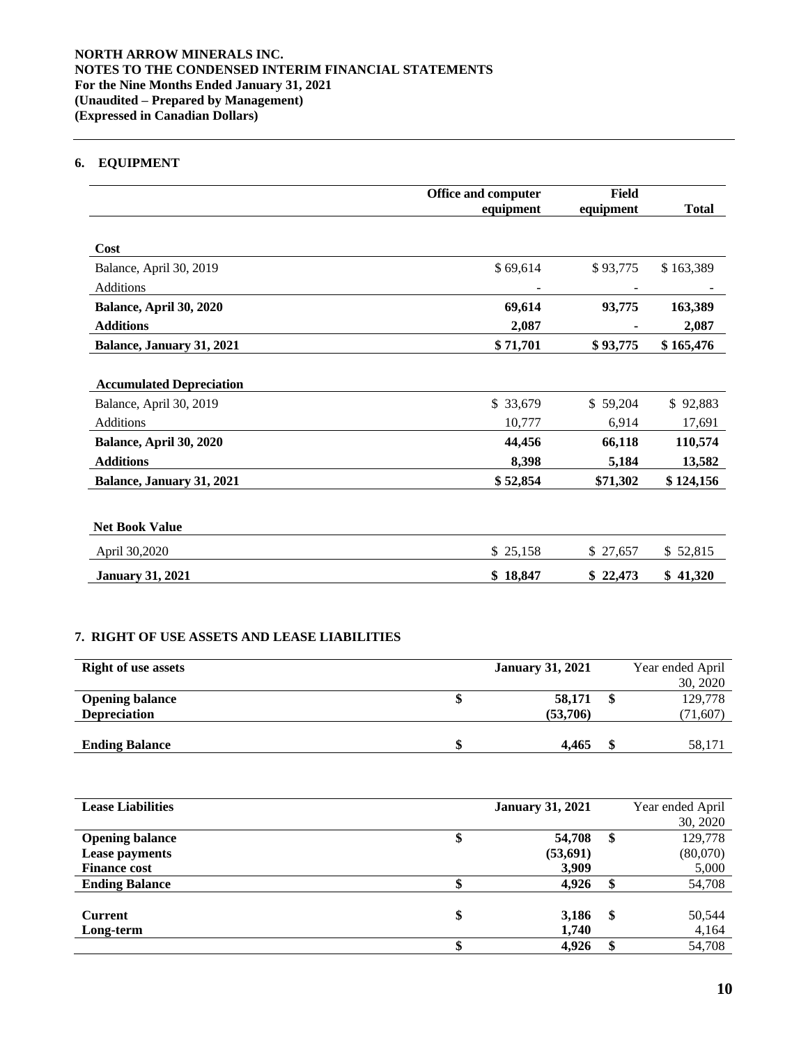## 6. EQUIPMENT

| | Office and computer equipment | Field equipment | Total |
|---|---|---|---|
| **Cost** | | | |
| Balance, April 30, 2019 | $ 69,614 | $ 93,775 | $ 163,389 |
| Additions | - | - | - |
| **Balance, April 30, 2020** | **69,614** | **93,775** | **163,389** |
| **Additions** | **2,087** | **-** | **2,087** |
| **Balance, January 31, 2021** | **$ 71,701** | **$ 93,775** | **$ 165,476** |
| | | | |
| **Accumulated Depreciation** | | | |
| Balance, April 30, 2019 | $ 33,679 | $ 59,204 | $ 92,883 |
| Additions | 10,777 | 6,914 | 17,691 |
| **Balance, April 30, 2020** | **44,456** | **66,118** | **110,574** |
| **Additions** | **8,398** | **5,184** | **13,582** |
| **Balance, January 31, 2021** | **$ 52,854** | **$71,302** | **$ 124,156** |
| | | | |
| **Net Book Value** | | | |
| April 30,2020 | $ 25,158 | $ 27,657 | $ 52,815 |
| **January 31, 2021** | **$ 18,847** | **$ 22,473** | **$ 41,320** |

## 7. RIGHT OF USE ASSETS AND LEASE LIABILITIES

| Right of use assets | January 31, 2021 | Year ended April 30, 2020 |
|---|---|---|
| **Opening balance** | **$ 58,171** | $ 129,778 |
| **Depreciation** | **(53,706)** | (71,607) |
| **Ending Balance** | **$ 4,465** | $ 58,171 |

| Lease Liabilities | January 31, 2021 | Year ended April 30, 2020 |
|---|---|---|
| **Opening balance** | **$ 54,708** | $ 129,778 |
| **Lease payments** | **(53,691)** | (80,070) |
| **Finance cost** | **3,909** | 5,000 |
| **Ending Balance** | **$ 4,926** | $ 54,708 |
| | | |
| **Current** | **$ 3,186** | $ 50,544 |
| **Long-term** | **1,740** | 4,164 |
| | **$ 4,926** | $ 54,708 |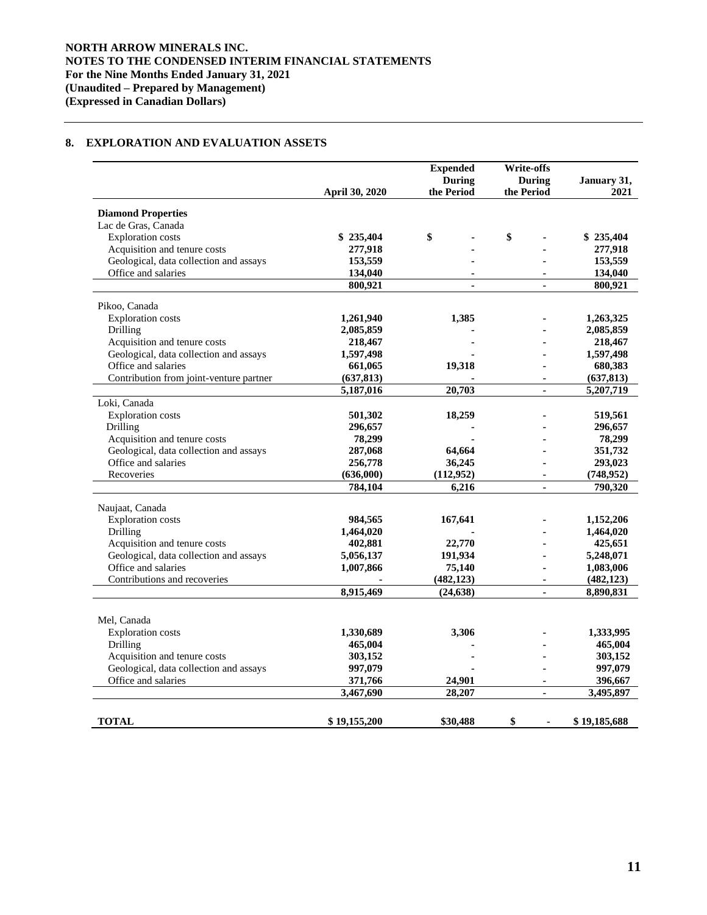**NORTH ARROW MINERALS INC.**
**NOTES TO THE CONDENSED INTERIM FINANCIAL STATEMENTS**
**For the Nine Months Ended January 31, 2021**
**(Unaudited – Prepared by Management)**
**(Expressed in Canadian Dollars)**

## 8. EXPLORATION AND EVALUATION ASSETS

| | April 30, 2020 | Expended During the Period | Write-offs During the Period | January 31, 2021 |
|---|---|---|---|---|
| **Diamond Properties** | | | | |
| Lac de Gras, Canada | | | | |
| Exploration costs | $ 235,404 | $ - | $ - | $ 235,404 |
| Acquisition and tenure costs | 277,918 | - | - | 277,918 |
| Geological, data collection and assays | 153,559 | - | - | 153,559 |
| Office and salaries | 134,040 | - | - | 134,040 |
| | 800,921 | - | - | 800,921 |
| Pikoo, Canada | | | | |
| Exploration costs | 1,261,940 | 1,385 | - | 1,263,325 |
| Drilling | 2,085,859 | - | - | 2,085,859 |
| Acquisition and tenure costs | 218,467 | - | - | 218,467 |
| Geological, data collection and assays | 1,597,498 | - | - | 1,597,498 |
| Office and salaries | 661,065 | 19,318 | - | 680,383 |
| Contribution from joint-venture partner | (637,813) | - | - | (637,813) |
| | 5,187,016 | 20,703 | - | 5,207,719 |
| Loki, Canada | | | | |
| Exploration costs | 501,302 | 18,259 | - | 519,561 |
| Drilling | 296,657 | - | - | 296,657 |
| Acquisition and tenure costs | 78,299 | - | - | 78,299 |
| Geological, data collection and assays | 287,068 | 64,664 | - | 351,732 |
| Office and salaries | 256,778 | 36,245 | - | 293,023 |
| Recoveries | (636,000) | (112,952) | - | (748,952) |
| | 784,104 | 6,216 | - | 790,320 |
| Naujaat, Canada | | | | |
| Exploration costs | 984,565 | 167,641 | - | 1,152,206 |
| Drilling | 1,464,020 | - | - | 1,464,020 |
| Acquisition and tenure costs | 402,881 | 22,770 | - | 425,651 |
| Geological, data collection and assays | 5,056,137 | 191,934 | - | 5,248,071 |
| Office and salaries | 1,007,866 | 75,140 | - | 1,083,006 |
| Contributions and recoveries | - | (482,123) | - | (482,123) |
| | 8,915,469 | (24,638) | - | 8,890,831 |
| Mel, Canada | | | | |
| Exploration costs | 1,330,689 | 3,306 | - | 1,333,995 |
| Drilling | 465,004 | - | - | 465,004 |
| Acquisition and tenure costs | 303,152 | - | - | 303,152 |
| Geological, data collection and assays | 997,079 | - | - | 997,079 |
| Office and salaries | 371,766 | 24,901 | - | 396,667 |
| | 3,467,690 | 28,207 | - | 3,495,897 |
| **TOTAL** | $ 19,155,200 | $30,488 | $ - | $ 19,185,688 |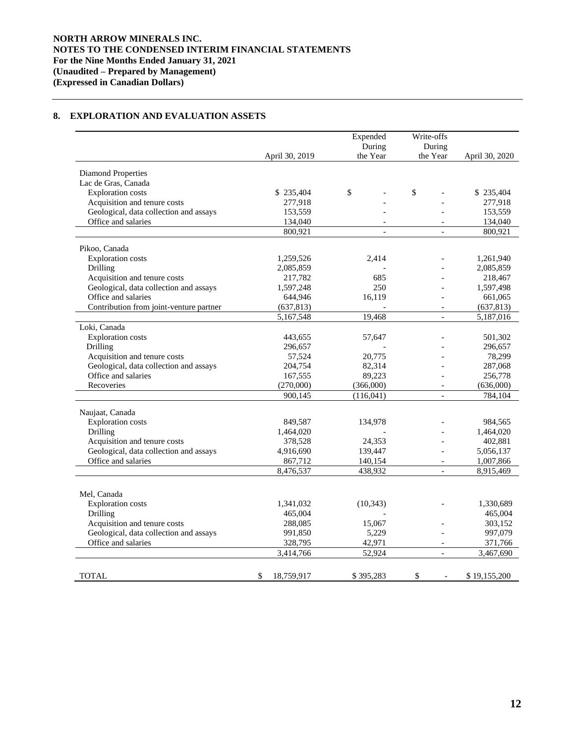**NORTH ARROW MINERALS INC.**
**NOTES TO THE CONDENSED INTERIM FINANCIAL STATEMENTS**
**For the Nine Months Ended January 31, 2021**
**(Unaudited – Prepared by Management)**
**(Expressed in Canadian Dollars)**

## 8. EXPLORATION AND EVALUATION ASSETS

| | April 30, 2019 | Expended During the Year | Write-offs During the Year | April 30, 2020 |
|---|---|---|---|---|
| Diamond Properties | | | | |
| Lac de Gras, Canada | | | | |
| Exploration costs | $ 235,404 | $ - | $ - | $ 235,404 |
| Acquisition and tenure costs | 277,918 | - | - | 277,918 |
| Geological, data collection and assays | 153,559 | - | - | 153,559 |
| Office and salaries | 134,040 | - | - | 134,040 |
| | 800,921 | - | - | 800,921 |
| Pikoo, Canada | | | | |
| Exploration costs | 1,259,526 | 2,414 | - | 1,261,940 |
| Drilling | 2,085,859 | - | - | 2,085,859 |
| Acquisition and tenure costs | 217,782 | 685 | - | 218,467 |
| Geological, data collection and assays | 1,597,248 | 250 | - | 1,597,498 |
| Office and salaries | 644,946 | 16,119 | - | 661,065 |
| Contribution from joint-venture partner | (637,813) | - | - | (637,813) |
| | 5,167,548 | 19,468 | - | 5,187,016 |
| Loki, Canada | | | | |
| Exploration costs | 443,655 | 57,647 | - | 501,302 |
| Drilling | 296,657 | - | - | 296,657 |
| Acquisition and tenure costs | 57,524 | 20,775 | - | 78,299 |
| Geological, data collection and assays | 204,754 | 82,314 | - | 287,068 |
| Office and salaries | 167,555 | 89,223 | - | 256,778 |
| Recoveries | (270,000) | (366,000) | - | (636,000) |
| | 900,145 | (116,041) | - | 784,104 |
| Naujaat, Canada | | | | |
| Exploration costs | 849,587 | 134,978 | - | 984,565 |
| Drilling | 1,464,020 | - | - | 1,464,020 |
| Acquisition and tenure costs | 378,528 | 24,353 | - | 402,881 |
| Geological, data collection and assays | 4,916,690 | 139,447 | - | 5,056,137 |
| Office and salaries | 867,712 | 140,154 | - | 1,007,866 |
| | 8,476,537 | 438,932 | - | 8,915,469 |
| Mel, Canada | | | | |
| Exploration costs | 1,341,032 | (10,343) | - | 1,330,689 |
| Drilling | 465,004 | - | | 465,004 |
| Acquisition and tenure costs | 288,085 | 15,067 | - | 303,152 |
| Geological, data collection and assays | 991,850 | 5,229 | - | 997,079 |
| Office and salaries | 328,795 | 42,971 | - | 371,766 |
| | 3,414,766 | 52,924 | - | 3,467,690 |
| TOTAL | $ 18,759,917 | $ 395,283 | $ - | $ 19,155,200 |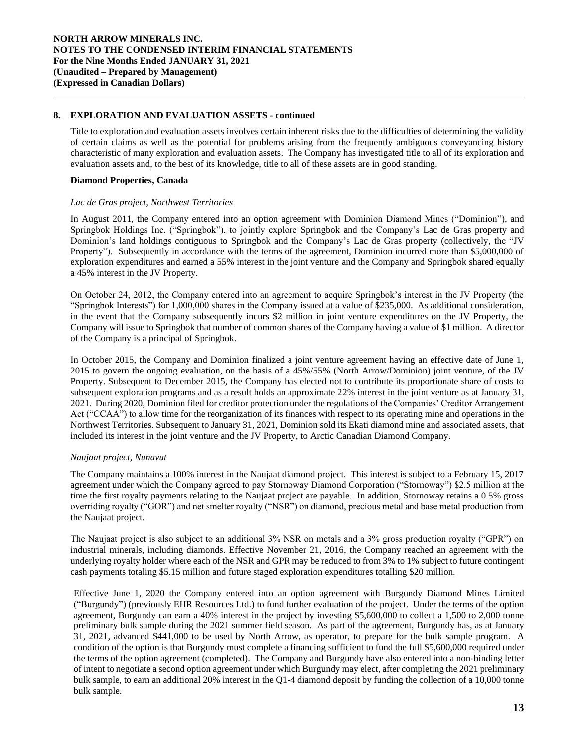## 8. EXPLORATION AND EVALUATION ASSETS - continued

Title to exploration and evaluation assets involves certain inherent risks due to the difficulties of determining the validity of certain claims as well as the potential for problems arising from the frequently ambiguous conveyancing history characteristic of many exploration and evaluation assets. The Company has investigated title to all of its exploration and evaluation assets and, to the best of its knowledge, title to all of these assets are in good standing.

**Diamond Properties, Canada**

*Lac de Gras project, Northwest Territories*

In August 2011, the Company entered into an option agreement with Dominion Diamond Mines ("Dominion"), and Springbok Holdings Inc. ("Springbok"), to jointly explore Springbok and the Company's Lac de Gras property and Dominion's land holdings contiguous to Springbok and the Company's Lac de Gras property (collectively, the "JV Property"). Subsequently in accordance with the terms of the agreement, Dominion incurred more than $5,000,000 of exploration expenditures and earned a 55% interest in the joint venture and the Company and Springbok shared equally a 45% interest in the JV Property.

On October 24, 2012, the Company entered into an agreement to acquire Springbok's interest in the JV Property (the "Springbok Interests") for 1,000,000 shares in the Company issued at a value of $235,000. As additional consideration, in the event that the Company subsequently incurs $2 million in joint venture expenditures on the JV Property, the Company will issue to Springbok that number of common shares of the Company having a value of $1 million. A director of the Company is a principal of Springbok.

In October 2015, the Company and Dominion finalized a joint venture agreement having an effective date of June 1, 2015 to govern the ongoing evaluation, on the basis of a 45%/55% (North Arrow/Dominion) joint venture, of the JV Property. Subsequent to December 2015, the Company has elected not to contribute its proportionate share of costs to subsequent exploration programs and as a result holds an approximate 22% interest in the joint venture as at January 31, 2021. During 2020, Dominion filed for creditor protection under the regulations of the Companies' Creditor Arrangement Act ("CCAA") to allow time for the reorganization of its finances with respect to its operating mine and operations in the Northwest Territories. Subsequent to January 31, 2021, Dominion sold its Ekati diamond mine and associated assets, that included its interest in the joint venture and the JV Property, to Arctic Canadian Diamond Company.

*Naujaat project, Nunavut*

The Company maintains a 100% interest in the Naujaat diamond project. This interest is subject to a February 15, 2017 agreement under which the Company agreed to pay Stornoway Diamond Corporation ("Stornoway") $2.5 million at the time the first royalty payments relating to the Naujaat project are payable. In addition, Stornoway retains a 0.5% gross overriding royalty ("GOR") and net smelter royalty ("NSR") on diamond, precious metal and base metal production from the Naujaat project.

The Naujaat project is also subject to an additional 3% NSR on metals and a 3% gross production royalty ("GPR") on industrial minerals, including diamonds. Effective November 21, 2016, the Company reached an agreement with the underlying royalty holder where each of the NSR and GPR may be reduced to from 3% to 1% subject to future contingent cash payments totaling $5.15 million and future staged exploration expenditures totalling $20 million.

Effective June 1, 2020 the Company entered into an option agreement with Burgundy Diamond Mines Limited ("Burgundy") (previously EHR Resources Ltd.) to fund further evaluation of the project. Under the terms of the option agreement, Burgundy can earn a 40% interest in the project by investing $5,600,000 to collect a 1,500 to 2,000 tonne preliminary bulk sample during the 2021 summer field season. As part of the agreement, Burgundy has, as at January 31, 2021, advanced $441,000 to be used by North Arrow, as operator, to prepare for the bulk sample program. A condition of the option is that Burgundy must complete a financing sufficient to fund the full $5,600,000 required under the terms of the option agreement (completed). The Company and Burgundy have also entered into a non-binding letter of intent to negotiate a second option agreement under which Burgundy may elect, after completing the 2021 preliminary bulk sample, to earn an additional 20% interest in the Q1-4 diamond deposit by funding the collection of a 10,000 tonne bulk sample.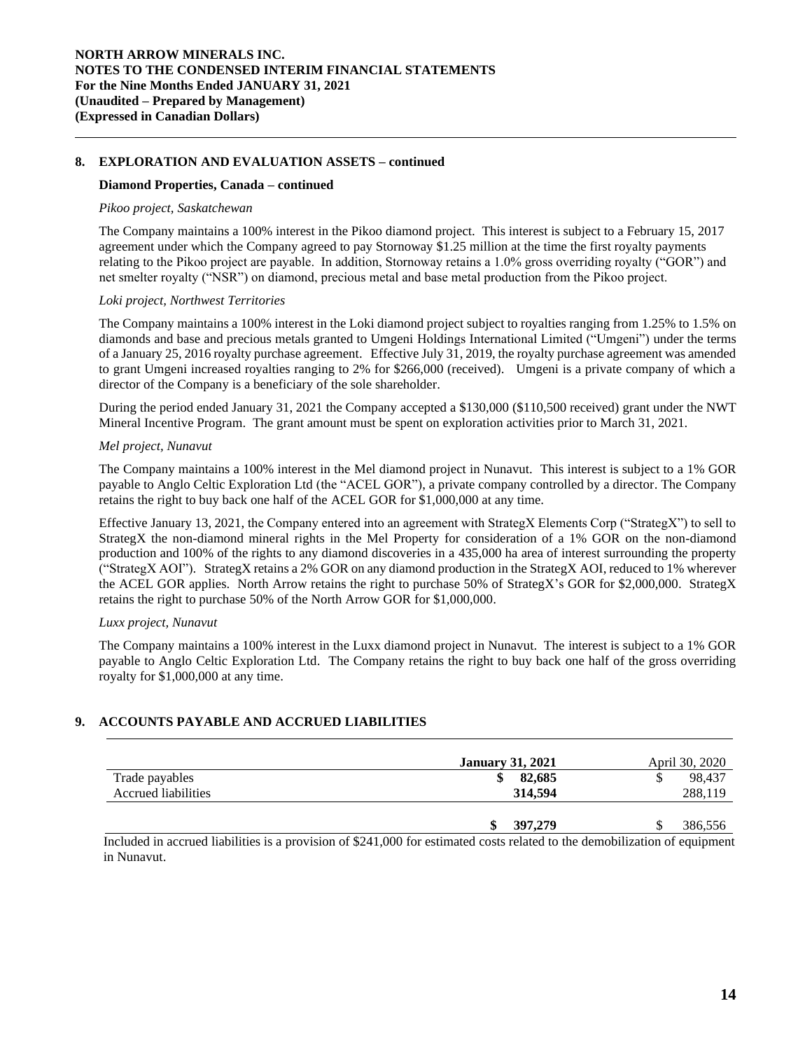## 8. EXPLORATION AND EVALUATION ASSETS – continued

**Diamond Properties, Canada – continued**

*Pikoo project, Saskatchewan*

The Company maintains a 100% interest in the Pikoo diamond project. This interest is subject to a February 15, 2017 agreement under which the Company agreed to pay Stornoway $1.25 million at the time the first royalty payments relating to the Pikoo project are payable. In addition, Stornoway retains a 1.0% gross overriding royalty ("GOR") and net smelter royalty ("NSR") on diamond, precious metal and base metal production from the Pikoo project.

*Loki project, Northwest Territories*

The Company maintains a 100% interest in the Loki diamond project subject to royalties ranging from 1.25% to 1.5% on diamonds and base and precious metals granted to Umgeni Holdings International Limited ("Umgeni") under the terms of a January 25, 2016 royalty purchase agreement. Effective July 31, 2019, the royalty purchase agreement was amended to grant Umgeni increased royalties ranging to 2% for $266,000 (received). Umgeni is a private company of which a director of the Company is a beneficiary of the sole shareholder.

During the period ended January 31, 2021 the Company accepted a $130,000 ($110,500 received) grant under the NWT Mineral Incentive Program. The grant amount must be spent on exploration activities prior to March 31, 2021.

*Mel project, Nunavut*

The Company maintains a 100% interest in the Mel diamond project in Nunavut. This interest is subject to a 1% GOR payable to Anglo Celtic Exploration Ltd (the "ACEL GOR"), a private company controlled by a director. The Company retains the right to buy back one half of the ACEL GOR for $1,000,000 at any time.

Effective January 13, 2021, the Company entered into an agreement with StrategX Elements Corp ("StrategX") to sell to StrategX the non-diamond mineral rights in the Mel Property for consideration of a 1% GOR on the non-diamond production and 100% of the rights to any diamond discoveries in a 435,000 ha area of interest surrounding the property ("StrategX AOI"). StrategX retains a 2% GOR on any diamond production in the StrategX AOI, reduced to 1% wherever the ACEL GOR applies. North Arrow retains the right to purchase 50% of StrategX's GOR for $2,000,000. StrategX retains the right to purchase 50% of the North Arrow GOR for $1,000,000.

*Luxx project, Nunavut*

The Company maintains a 100% interest in the Luxx diamond project in Nunavut. The interest is subject to a 1% GOR payable to Anglo Celtic Exploration Ltd. The Company retains the right to buy back one half of the gross overriding royalty for $1,000,000 at any time.

## 9. ACCOUNTS PAYABLE AND ACCRUED LIABILITIES

| | **January 31, 2021** | April 30, 2020 |
|---|---|---|
| Trade payables | **$ 82,685** | $ 98,437 |
| Accrued liabilities | **314,594** | 288,119 |
| | **$ 397,279** | $ 386,556 |

Included in accrued liabilities is a provision of $241,000 for estimated costs related to the demobilization of equipment in Nunavut.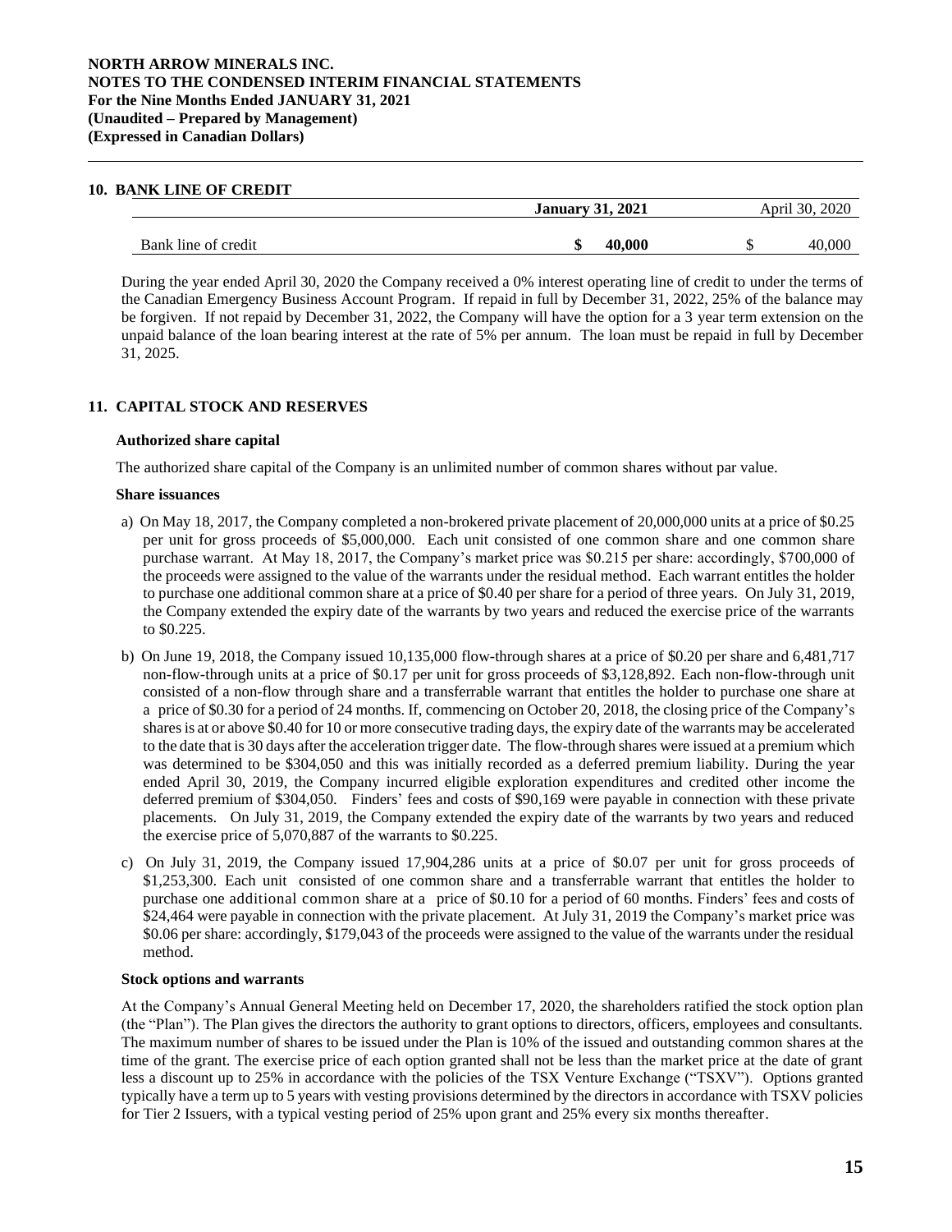## 10. BANK LINE OF CREDIT

| | January 31, 2021 | April 30, 2020 |
|---|---|---|
| Bank line of credit | $ 40,000 | $ 40,000 |

During the year ended April 30, 2020 the Company received a 0% interest operating line of credit to under the terms of the Canadian Emergency Business Account Program. If repaid in full by December 31, 2022, 25% of the balance may be forgiven. If not repaid by December 31, 2022, the Company will have the option for a 3 year term extension on the unpaid balance of the loan bearing interest at the rate of 5% per annum. The loan must be repaid in full by December 31, 2025.

## 11. CAPITAL STOCK AND RESERVES

### Authorized share capital

The authorized share capital of the Company is an unlimited number of common shares without par value.

### Share issuances

a) On May 18, 2017, the Company completed a non-brokered private placement of 20,000,000 units at a price of $0.25 per unit for gross proceeds of $5,000,000. Each unit consisted of one common share and one common share purchase warrant. At May 18, 2017, the Company's market price was $0.215 per share: accordingly, $700,000 of the proceeds were assigned to the value of the warrants under the residual method. Each warrant entitles the holder to purchase one additional common share at a price of $0.40 per share for a period of three years. On July 31, 2019, the Company extended the expiry date of the warrants by two years and reduced the exercise price of the warrants to $0.225.

b) On June 19, 2018, the Company issued 10,135,000 flow-through shares at a price of $0.20 per share and 6,481,717 non-flow-through units at a price of $0.17 per unit for gross proceeds of $3,128,892. Each non-flow-through unit consisted of a non-flow through share and a transferrable warrant that entitles the holder to purchase one share at a price of $0.30 for a period of 24 months. If, commencing on October 20, 2018, the closing price of the Company's shares is at or above $0.40 for 10 or more consecutive trading days, the expiry date of the warrants may be accelerated to the date that is 30 days after the acceleration trigger date. The flow-through shares were issued at a premium which was determined to be $304,050 and this was initially recorded as a deferred premium liability. During the year ended April 30, 2019, the Company incurred eligible exploration expenditures and credited other income the deferred premium of $304,050. Finders' fees and costs of $90,169 were payable in connection with these private placements. On July 31, 2019, the Company extended the expiry date of the warrants by two years and reduced the exercise price of 5,070,887 of the warrants to $0.225.

c) On July 31, 2019, the Company issued 17,904,286 units at a price of $0.07 per unit for gross proceeds of $1,253,300. Each unit consisted of one common share and a transferrable warrant that entitles the holder to purchase one additional common share at a price of $0.10 for a period of 60 months. Finders' fees and costs of $24,464 were payable in connection with the private placement. At July 31, 2019 the Company's market price was $0.06 per share: accordingly, $179,043 of the proceeds were assigned to the value of the warrants under the residual method.

### Stock options and warrants

At the Company's Annual General Meeting held on December 17, 2020, the shareholders ratified the stock option plan (the "Plan"). The Plan gives the directors the authority to grant options to directors, officers, employees and consultants. The maximum number of shares to be issued under the Plan is 10% of the issued and outstanding common shares at the time of the grant. The exercise price of each option granted shall not be less than the market price at the date of grant less a discount up to 25% in accordance with the policies of the TSX Venture Exchange ("TSXV"). Options granted typically have a term up to 5 years with vesting provisions determined by the directors in accordance with TSXV policies for Tier 2 Issuers, with a typical vesting period of 25% upon grant and 25% every six months thereafter.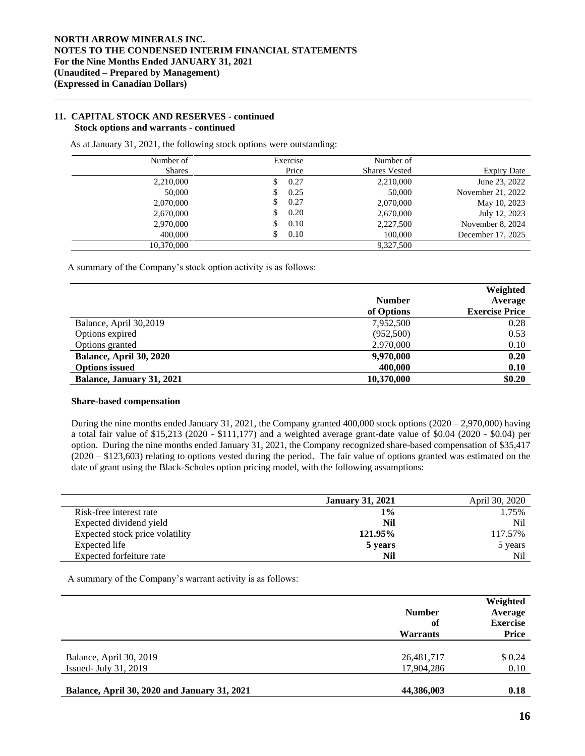NORTH ARROW MINERALS INC.
NOTES TO THE CONDENSED INTERIM FINANCIAL STATEMENTS
For the Nine Months Ended JANUARY 31, 2021
(Unaudited – Prepared by Management)
(Expressed in Canadian Dollars)

## 11. CAPITAL STOCK AND RESERVES - continued

### Stock options and warrants - continued

As at January 31, 2021, the following stock options were outstanding:

| Number of Shares | Exercise Price | Number of Shares Vested | Expiry Date |
|---|---|---|---|
| 2,210,000 | $ 0.27 | 2,210,000 | June 23, 2022 |
| 50,000 | $ 0.25 | 50,000 | November 21, 2022 |
| 2,070,000 | $ 0.27 | 2,070,000 | May 10, 2023 |
| 2,670,000 | $ 0.20 | 2,670,000 | July 12, 2023 |
| 2,970,000 | $ 0.10 | 2,227,500 | November 8, 2024 |
| 400,000 | $ 0.10 | 100,000 | December 17, 2025 |
| 10,370,000 | | 9,327,500 | |

A summary of the Company's stock option activity is as follows:

| | Number of Options | Weighted Average Exercise Price |
|---|---|---|
| Balance, April 30,2019 | 7,952,500 | 0.28 |
| Options expired | (952,500) | 0.53 |
| Options granted | 2,970,000 | 0.10 |
| **Balance, April 30, 2020** | **9,970,000** | **0.20** |
| **Options issued** | **400,000** | **0.10** |
| **Balance, January 31, 2021** | **10,370,000** | **$0.20** |

### Share-based compensation

During the nine months ended January 31, 2021, the Company granted 400,000 stock options (2020 – 2,970,000) having a total fair value of $15,213 (2020 - $111,177) and a weighted average grant-date value of $0.04 (2020 - $0.04) per option. During the nine months ended January 31, 2021, the Company recognized share-based compensation of $35,417 (2020 – $123,603) relating to options vested during the period. The fair value of options granted was estimated on the date of grant using the Black-Scholes option pricing model, with the following assumptions:

| | **January 31, 2021** | April 30, 2020 |
|---|---|---|
| Risk-free interest rate | **1%** | 1.75% |
| Expected dividend yield | **Nil** | Nil |
| Expected stock price volatility | **121.95%** | 117.57% |
| Expected life | **5 years** | 5 years |
| Expected forfeiture rate | **Nil** | Nil |

A summary of the Company's warrant activity is as follows:

| | Number of Warrants | Weighted Average Exercise Price |
|---|---|---|
| Balance, April 30, 2019 | 26,481,717 | $ 0.24 |
| Issued- July 31, 2019 | 17,904,286 | 0.10 |
| **Balance, April 30, 2020 and January 31, 2021** | **44,386,003** | **0.18** |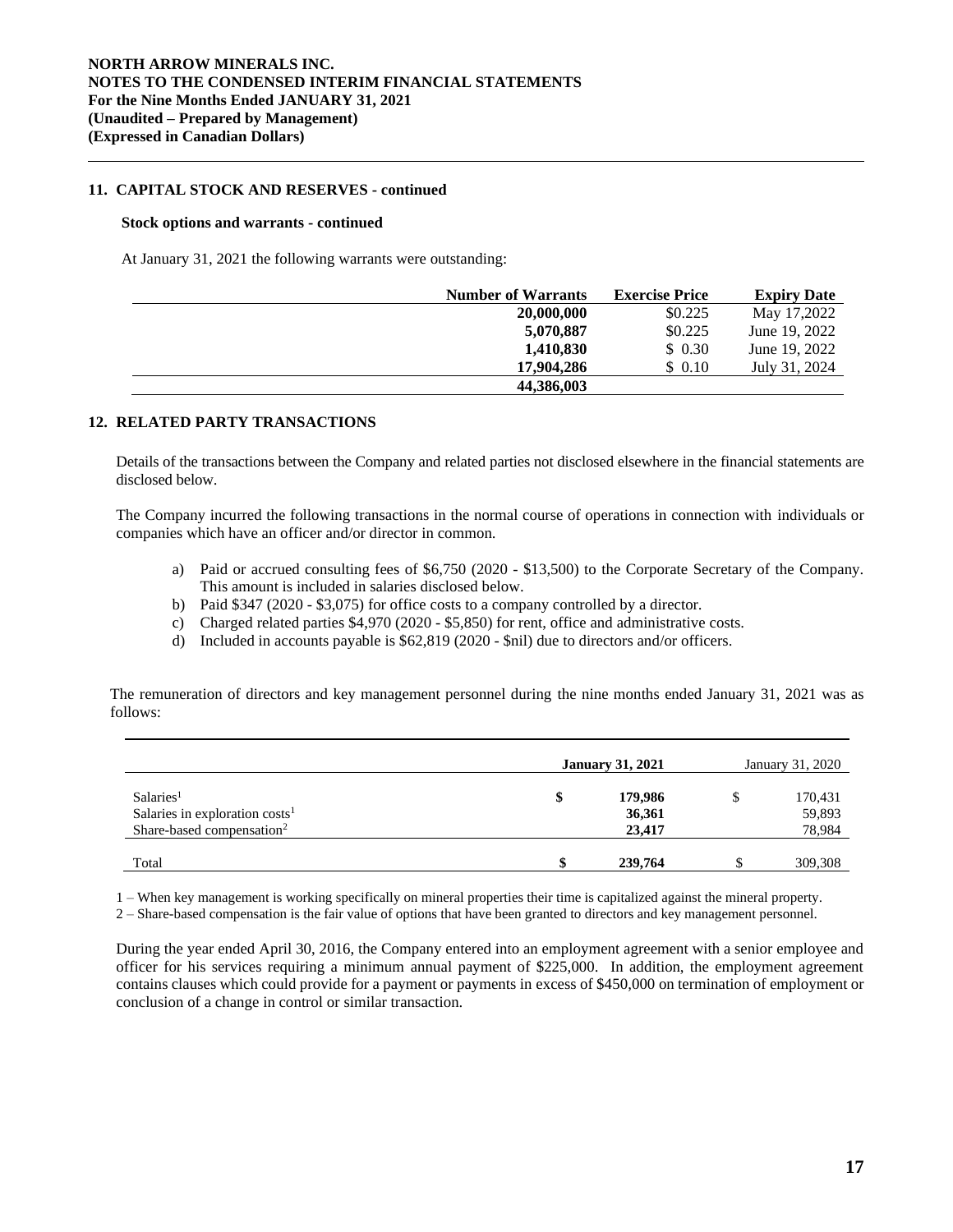## 11. CAPITAL STOCK AND RESERVES - continued

### Stock options and warrants - continued

At January 31, 2021 the following warrants were outstanding:

| Number of Warrants | Exercise Price | Expiry Date |
|---|---|---|
| **20,000,000** | $0.225 | May 17,2022 |
| **5,070,887** | $0.225 | June 19, 2022 |
| **1,410,830** | $ 0.30 | June 19, 2022 |
| **17,904,286** | $ 0.10 | July 31, 2024 |
| **44,386,003** | | |

## 12. RELATED PARTY TRANSACTIONS

Details of the transactions between the Company and related parties not disclosed elsewhere in the financial statements are disclosed below.

The Company incurred the following transactions in the normal course of operations in connection with individuals or companies which have an officer and/or director in common.

a) Paid or accrued consulting fees of $6,750 (2020 - $13,500) to the Corporate Secretary of the Company. This amount is included in salaries disclosed below.
b) Paid $347 (2020 - $3,075) for office costs to a company controlled by a director.
c) Charged related parties $4,970 (2020 - $5,850) for rent, office and administrative costs.
d) Included in accounts payable is $62,819 (2020 - $nil) due to directors and/or officers.

The remuneration of directors and key management personnel during the nine months ended January 31, 2021 was as follows:

| | January 31, 2021 | January 31, 2020 |
|---|---|---|
| Salaries[1] | $ **179,986** | $ 170,431 |
| Salaries in exploration costs[1] | **36,361** | 59,893 |
| Share-based compensation[2] | **23,417** | 78,984 |
| Total | **$ 239,764** | $ 309,308 |

1 – When key management is working specifically on mineral properties their time is capitalized against the mineral property.

2 – Share-based compensation is the fair value of options that have been granted to directors and key management personnel.

During the year ended April 30, 2016, the Company entered into an employment agreement with a senior employee and officer for his services requiring a minimum annual payment of $225,000. In addition, the employment agreement contains clauses which could provide for a payment or payments in excess of $450,000 on termination of employment or conclusion of a change in control or similar transaction.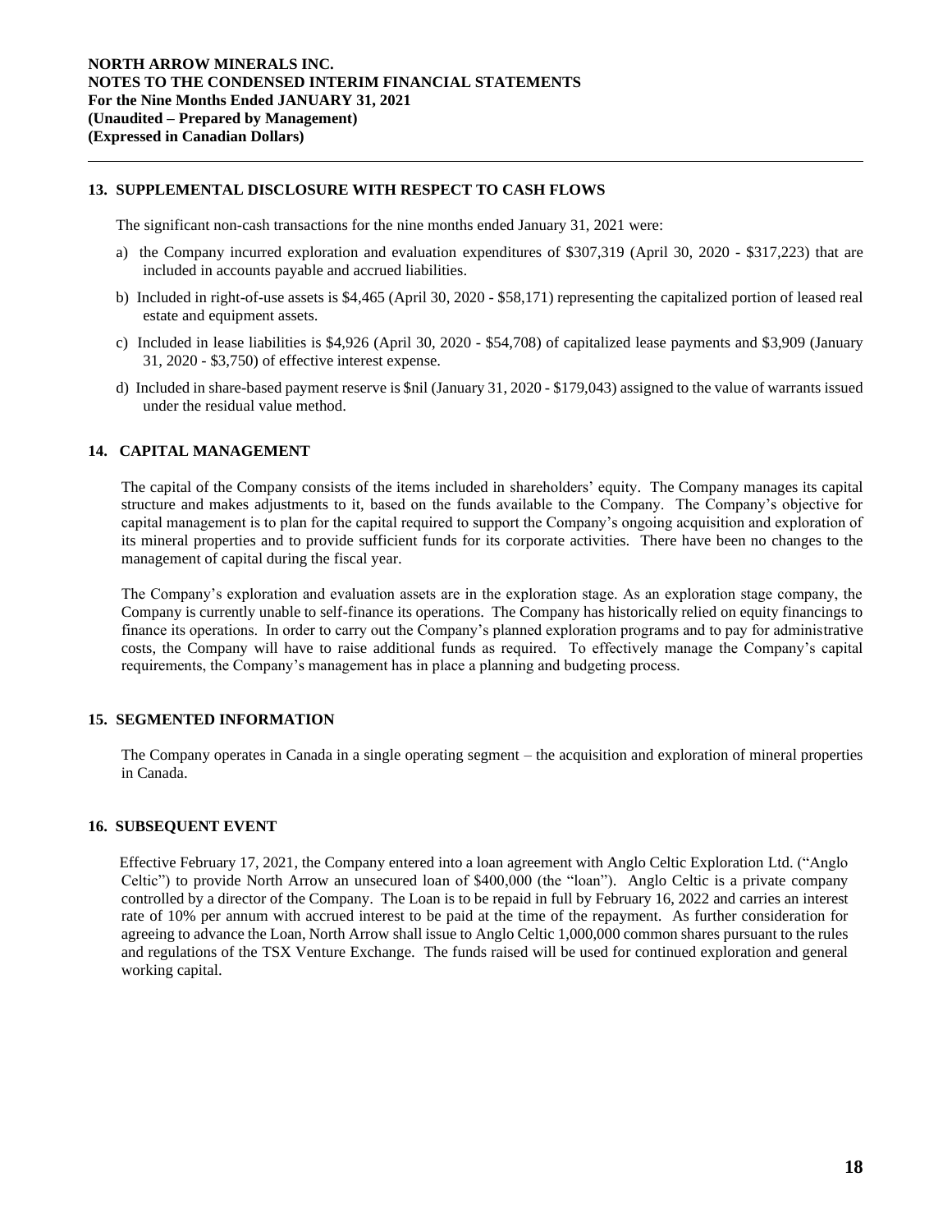## 13. SUPPLEMENTAL DISCLOSURE WITH RESPECT TO CASH FLOWS

The significant non-cash transactions for the nine months ended January 31, 2021 were:

a) the Company incurred exploration and evaluation expenditures of $307,319 (April 30, 2020 - $317,223) that are included in accounts payable and accrued liabilities.

b) Included in right-of-use assets is $4,465 (April 30, 2020 - $58,171) representing the capitalized portion of leased real estate and equipment assets.

c) Included in lease liabilities is $4,926 (April 30, 2020 - $54,708) of capitalized lease payments and $3,909 (January 31, 2020 - $3,750) of effective interest expense.

d) Included in share-based payment reserve is $nil (January 31, 2020 - $179,043) assigned to the value of warrants issued under the residual value method.

## 14. CAPITAL MANAGEMENT

The capital of the Company consists of the items included in shareholders' equity. The Company manages its capital structure and makes adjustments to it, based on the funds available to the Company. The Company's objective for capital management is to plan for the capital required to support the Company's ongoing acquisition and exploration of its mineral properties and to provide sufficient funds for its corporate activities. There have been no changes to the management of capital during the fiscal year.

The Company's exploration and evaluation assets are in the exploration stage. As an exploration stage company, the Company is currently unable to self-finance its operations. The Company has historically relied on equity financings to finance its operations. In order to carry out the Company's planned exploration programs and to pay for administrative costs, the Company will have to raise additional funds as required. To effectively manage the Company's capital requirements, the Company's management has in place a planning and budgeting process.

## 15. SEGMENTED INFORMATION

The Company operates in Canada in a single operating segment – the acquisition and exploration of mineral properties in Canada.

## 16. SUBSEQUENT EVENT

Effective February 17, 2021, the Company entered into a loan agreement with Anglo Celtic Exploration Ltd. ("Anglo Celtic") to provide North Arrow an unsecured loan of $400,000 (the "loan"). Anglo Celtic is a private company controlled by a director of the Company. The Loan is to be repaid in full by February 16, 2022 and carries an interest rate of 10% per annum with accrued interest to be paid at the time of the repayment. As further consideration for agreeing to advance the Loan, North Arrow shall issue to Anglo Celtic 1,000,000 common shares pursuant to the rules and regulations of the TSX Venture Exchange. The funds raised will be used for continued exploration and general working capital.